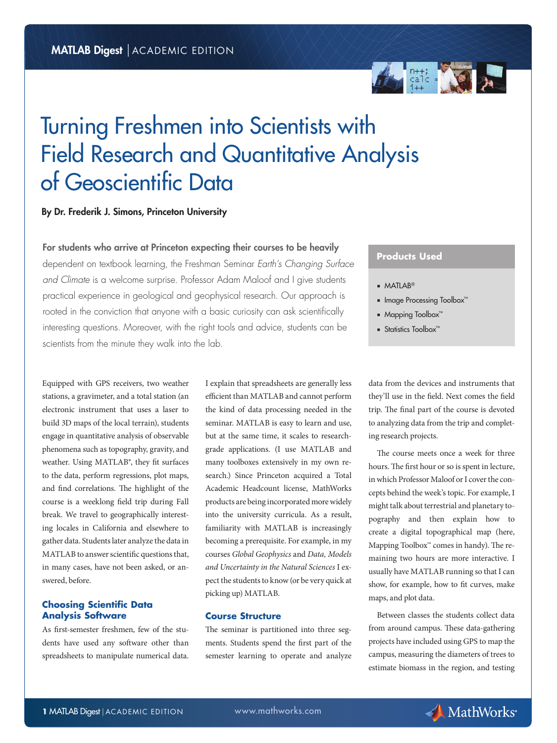# Turning Freshmen into Scientists with Field Research and Quantitative Analysis of Geoscientific Data

**By Dr. Frederik J. Simons, Princeton University**

**For students who arrive at Princeton expecting their courses to be heavily** dependent on textbook learning, the Freshman Seminar *Earth's Changing Surface and Climate* is a welcome surprise. Professor Adam Maloof and I give students practical experience in geological and geophysical research. Our approach is rooted in the conviction that anyone with a basic curiosity can ask scientifically interesting questions. Moreover, with the right tools and advice, students can be scientists from the minute they walk into the lab.

**Products Used**

- MATLAB®
- Image Processing Toolbox™
- Mapping Toolbox™
- Statistics Toolbox™

Equipped with GPS receivers, two weather stations, a gravimeter, and a total station (an electronic instrument that uses a laser to build 3D maps of the local terrain), students engage in quantitative analysis of observable phenomena such as topography, gravity, and weather. Using MATLAB®, they fit surfaces to the data, perform regressions, plot maps, and find correlations. The highlight of the course is a weeklong field trip during Fall break. We travel to geographically interesting locales in California and elsewhere to gather data. Students later analyze the data in MATLAB to answer scientific questions that, in many cases, have not been asked, or answered, before.

## Choosing Scientific Data Analysis Software

As first-semester freshmen, few of the students have used any software other than spreadsheets to manipulate numerical data. I explain that spreadsheets are generally less efficient than MATLAB and cannot perform the kind of data processing needed in the seminar. MATLAB is easy to learn and use, but at the same time, it scales to research-grade applications. (I use MATLAB and many toolboxes extensively in my own research.) Since Princeton acquired a Total Academic Headcount license, MathWorks products are being incorporated more widely into the university curricula. As a result, familiarity with MATLAB is increasingly becoming a prerequisite. For example, in my courses *Global Geophysics* and *Data, Models and Uncertainty in the Natural Sciences* I expect the students to know (or be very quick at picking up) MATLAB.

## Course Structure

The seminar is partitioned into three segments. Students spend the first part of the semester learning to operate and analyze data from the devices and instruments that they'll use in the field. Next comes the field trip. The final part of the course is devoted to analyzing data from the trip and completing research projects.

The course meets once a week for three hours. The first hour or so is spent in lecture, in which Professor Maloof or I cover the concepts behind the week's topic. For example, I might talk about terrestrial and planetary topography and then explain how to create a digital topographical map (here, Mapping Toolbox™ comes in handy). The remaining two hours are more interactive. I usually have MATLAB running so that I can show, for example, how to fit curves, make maps, and plot data.

Between classes the students collect data from around campus. These data-gathering projects have included using GPS to map the campus, measuring the diameters of trees to estimate biomass in the region, and testing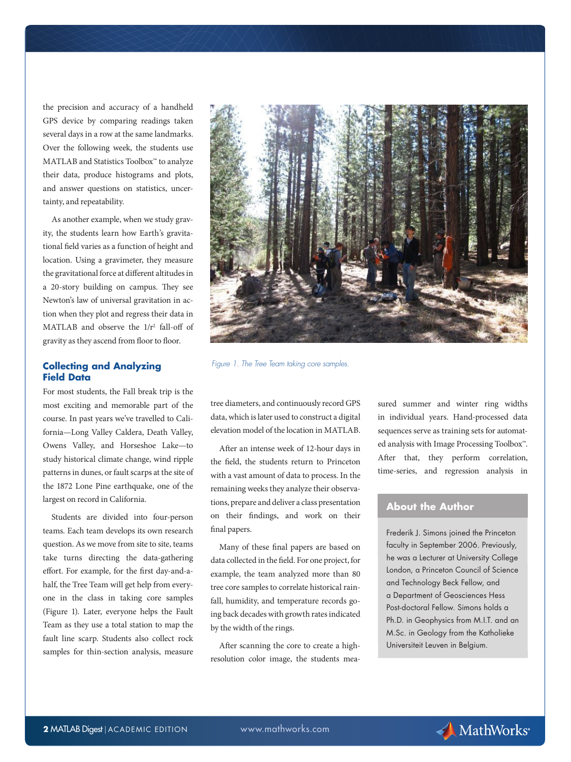the precision and accuracy of a handheld GPS device by comparing readings taken several days in a row at the same landmarks. Over the following week, the students use MATLAB and Statistics Toolbox™ to analyze their data, produce histograms and plots, and answer questions on statistics, uncertainty, and repeatability.

As another example, when we study gravity, the students learn how Earth's gravitational field varies as a function of height and location. Using a gravimeter, they measure the gravitational force at different altitudes in a 20-story building on campus. They see Newton's law of universal gravitation in action when they plot and regress their data in MATLAB and observe the $1/r^2$ fall-off of gravity as they ascend from floor to floor.

*Figure 1. The Tree Team taking core samples.*

### Collecting and Analyzing Field Data

For most students, the Fall break trip is the most exciting and memorable part of the course. In past years we've travelled to California—Long Valley Caldera, Death Valley, Owens Valley, and Horseshoe Lake—to study historical climate change, wind ripple patterns in dunes, or fault scarps at the site of the 1872 Lone Pine earthquake, one of the largest on record in California.

Students are divided into four-person teams. Each team develops its own research question. As we move from site to site, teams take turns directing the data-gathering effort. For example, for the first day-and-a-half, the Tree Team will get help from everyone in the class in taking core samples (Figure 1). Later, everyone helps the Fault Team as they use a total station to map the fault line scarp. Students also collect rock samples for thin-section analysis, measure tree diameters, and continuously record GPS data, which is later used to construct a digital elevation model of the location in MATLAB.

After an intense week of 12-hour days in the field, the students return to Princeton with a vast amount of data to process. In the remaining weeks they analyze their observations, prepare and deliver a class presentation on their findings, and work on their final papers.

Many of these final papers are based on data collected in the field. For one project, for example, the team analyzed more than 80 tree core samples to correlate historical rainfall, humidity, and temperature records going back decades with growth rates indicated by the width of the rings.

After scanning the core to create a high-resolution color image, the students measured summer and winter ring widths in individual years. Hand-processed data sequences serve as training sets for automated analysis with Image Processing Toolbox™. After that, they perform correlation, time-series, and regression analysis in

### About the Author

Frederik J. Simons joined the Princeton faculty in September 2006. Previously, he was a Lecturer at University College London, a Princeton Council of Science and Technology Beck Fellow, and a Department of Geosciences Hess Post-doctoral Fellow. Simons holds a Ph.D. in Geophysics from M.I.T. and an M.Sc. in Geology from the Katholieke Universiteit Leuven in Belgium.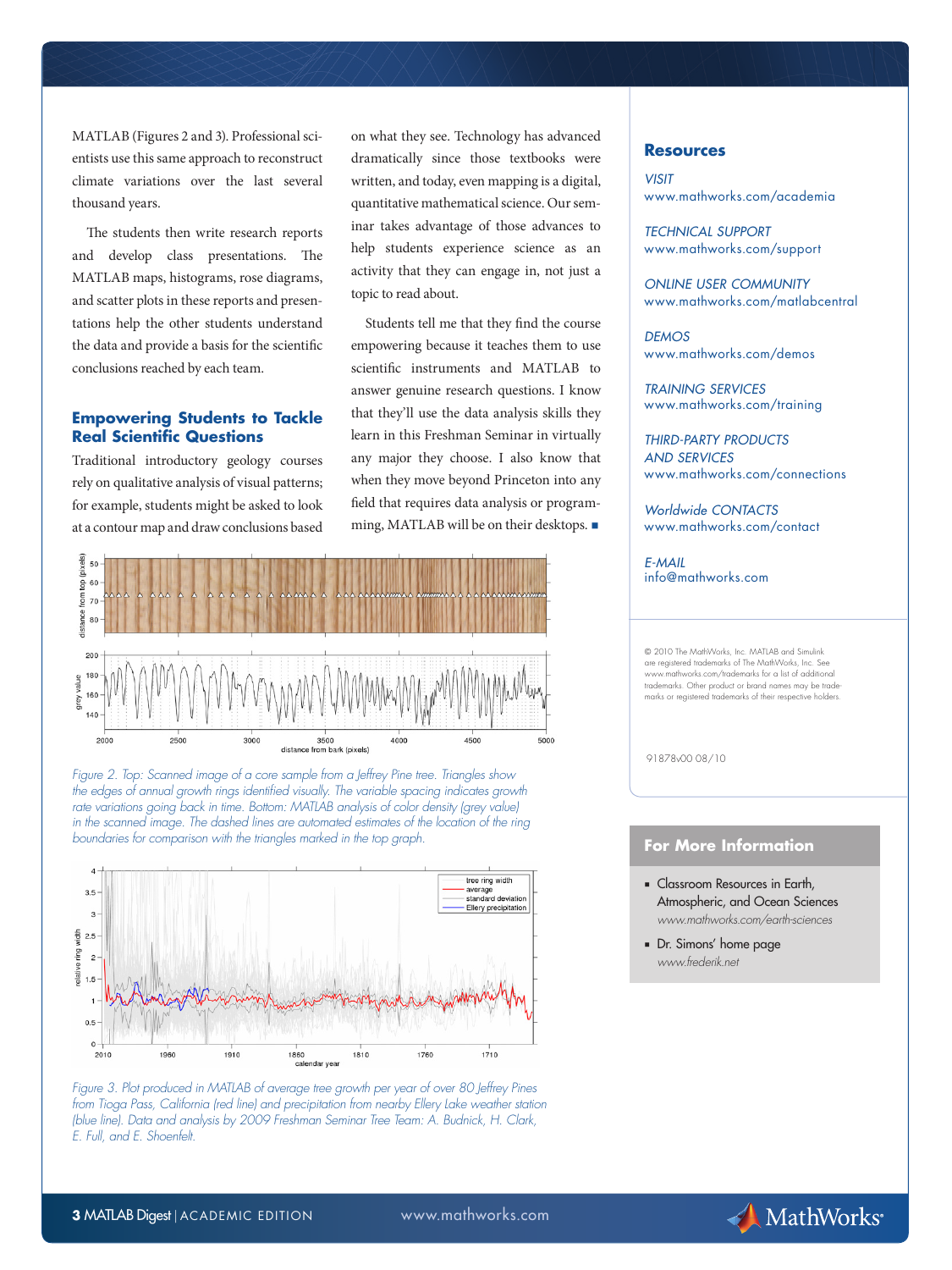MATLAB (Figures 2 and 3). Professional scientists use this same approach to reconstruct climate variations over the last several thousand years.

The students then write research reports and develop class presentations. The MATLAB maps, histograms, rose diagrams, and scatter plots in these reports and presentations help the other students understand the data and provide a basis for the scientific conclusions reached by each team.

## Empowering Students to Tackle Real Scientific Questions

Traditional introductory geology courses rely on qualitative analysis of visual patterns; for example, students might be asked to look at a contour map and draw conclusions based on what they see. Technology has advanced dramatically since those textbooks were written, and today, even mapping is a digital, quantitative mathematical science. Our seminar takes advantage of those advances to help students experience science as an activity that they can engage in, not just a topic to read about.

Students tell me that they find the course empowering because it teaches them to use scientific instruments and MATLAB to answer genuine research questions. I know that they'll use the data analysis skills they learn in this Freshman Seminar in virtually any major they choose. I also know that when they move beyond Princeton into any field that requires data analysis or programming, MATLAB will be on their desktops. ■

distance from top (pixels)
50
60
70
80

grey value
200
180
160
140

2000 2500 3000 3500 4000 4500 5000
distance from bark (pixels)

*Figure 2. Top: Scanned image of a core sample from a Jeffrey Pine tree. Triangles show the edges of annual growth rings identified visually. The variable spacing indicates growth rate variations going back in time. Bottom: MATLAB analysis of color density (grey value) in the scanned image. The dashed lines are automated estimates of the location of the ring boundaries for comparison with the triangles marked in the top graph.*

relative ring width
4
3.5
3
2.5
2
1.5
1
0.5
0

tree ring width
average
standard deviation
Ellery precipitation

2010 1960 1910 1860 1810 1760 1710
calendar year

*Figure 3. Plot produced in MATLAB of average tree growth per year of over 80 Jeffrey Pines from Tioga Pass, California (red line) and precipitation from nearby Ellery Lake weather station (blue line). Data and analysis by 2009 Freshman Seminar Tree Team: A. Budnick, H. Clark, E. Full, and E. Shoenfelt.*

## Resources

*VISIT*
www.mathworks.com/academia

*TECHNICAL SUPPORT*
www.mathworks.com/support

*ONLINE USER COMMUNITY*
www.mathworks.com/matlabcentral

*DEMOS*
www.mathworks.com/demos

*TRAINING SERVICES*
www.mathworks.com/training

*THIRD-PARTY PRODUCTS AND SERVICES*
www.mathworks.com/connections

*Worldwide CONTACTS*
www.mathworks.com/contact

*E-MAIL*
info@mathworks.com

© 2010 The MathWorks, Inc. MATLAB and Simulink are registered trademarks of The MathWorks, Inc. See www.mathworks.com/trademarks for a list of additional trademarks. Other product or brand names may be trademarks or registered trademarks of their respective holders.

91878v00 08/10

## For More Information

- Classroom Resources in Earth, Atmospheric, and Ocean Sciences
  *www.mathworks.com/earth-sciences*
- Dr. Simons' home page
  *www.frederik.net*